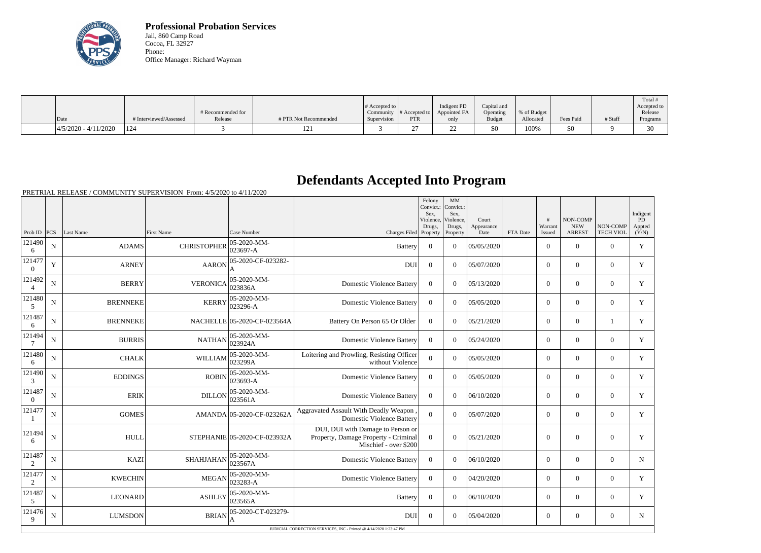**Professional Probation Services**
Jail, 860 Camp Road
Cocoa, FL 32927
Phone:
Office Manager: Richard Wayman

| Date | # Interviewed/Assessed | # Recommended for Release | # PTR Not Recommended | # Accepted to Community Supervision | # Accepted to PTR | Indigent PD Appointed FA only | Capital and Operating Budget | % of Budget Allocated | Fees Paid | # Staff | Total # Accepted to Release Programs |
|---|---|---|---|---|---|---|---|---|---|---|---|
| 4/5/2020 - 4/11/2020 | 124 | 3 | 121 | 3 | 27 | 22 | $0 | 100% | $0 | 9 | 30 |

# Defendants Accepted Into Program

PRETRIAL RELEASE / COMMUNITY SUPERVISION From: 4/5/2020 to 4/11/2020

| Prob ID | PCS | Last Name | First Name | Case Number | Charges Filed | Felony Convict.: Sex, Violence, Drugs, Property | MM Convict.: Sex, Violence, Drugs, Property | Court Appearance Date | FTA Date | # Warrant Issued | NON-COMP NEW ARREST | NON-COMP TECH VIOL | Indigent PD Appted (Y/N) |
|---|---|---|---|---|---|---|---|---|---|---|---|---|---|
| 1214906 | N | ADAMS | CHRISTOPHER | 05-2020-MM-023697-A | Battery | 0 | 0 | 05/05/2020 | | 0 | 0 | 0 | Y |
| 1214770 | Y | ARNEY | AARON | 05-2020-CF-023282-A | DUI | 0 | 0 | 05/07/2020 | | 0 | 0 | 0 | Y |
| 1214924 | N | BERRY | VERONICA | 05-2020-MM-023836A | Domestic Violence Battery | 0 | 0 | 05/13/2020 | | 0 | 0 | 0 | Y |
| 1214805 | N | BRENNEKE | KERRY | 05-2020-MM-023296-A | Domestic Violence Battery | 0 | 0 | 05/05/2020 | | 0 | 0 | 0 | Y |
| 1214876 | N | BRENNEKE | NACHELLE | 05-2020-CF-023564A | Battery On Person 65 Or Older | 0 | 0 | 05/21/2020 | | 0 | 0 | 1 | Y |
| 1214947 | N | BURRIS | NATHAN | 05-2020-MM-023924A | Domestic Violence Battery | 0 | 0 | 05/24/2020 | | 0 | 0 | 0 | Y |
| 1214806 | N | CHALK | WILLIAM | 05-2020-MM-023299A | Loitering and Prowling, Resisting Officer without Violence | 0 | 0 | 05/05/2020 | | 0 | 0 | 0 | Y |
| 1214903 | N | EDDINGS | ROBIN | 05-2020-MM-023693-A | Domestic Violence Battery | 0 | 0 | 05/05/2020 | | 0 | 0 | 0 | Y |
| 1214870 | N | ERIK | DILLON | 05-2020-MM-023561A | Domestic Violence Battery | 0 | 0 | 06/10/2020 | | 0 | 0 | 0 | Y |
| 1214771 | N | GOMES | AMANDA | 05-2020-CF-023262A | Aggravated Assault With Deadly Weapon , Domestic Violence Battery | 0 | 0 | 05/07/2020 | | 0 | 0 | 0 | Y |
| 1214946 | N | HULL | STEPHANIE | 05-2020-CF-023932A | DUI, DUI with Damage to Person or Property, Damage Property - Criminal Mischief - over $200 | 0 | 0 | 05/21/2020 | | 0 | 0 | 0 | Y |
| 1214872 | N | KAZI | SHAHJAHAN | 05-2020-MM-023567A | Domestic Violence Battery | 0 | 0 | 06/10/2020 | | 0 | 0 | 0 | N |
| 1214772 | N | KWECHIN | MEGAN | 05-2020-MM-023283-A | Domestic Violence Battery | 0 | 0 | 04/20/2020 | | 0 | 0 | 0 | Y |
| 1214875 | N | LEONARD | ASHLEY | 05-2020-MM-023565A | Battery | 0 | 0 | 06/10/2020 | | 0 | 0 | 0 | Y |
| 1214769 | N | LUMSDON | BRIAN | 05-2020-CT-023279-A | DUI | 0 | 0 | 05/04/2020 | | 0 | 0 | 0 | N |

JUDICIAL CORRECTION SERVICES, INC - Printed @ 4/14/2020 1:23:47 PM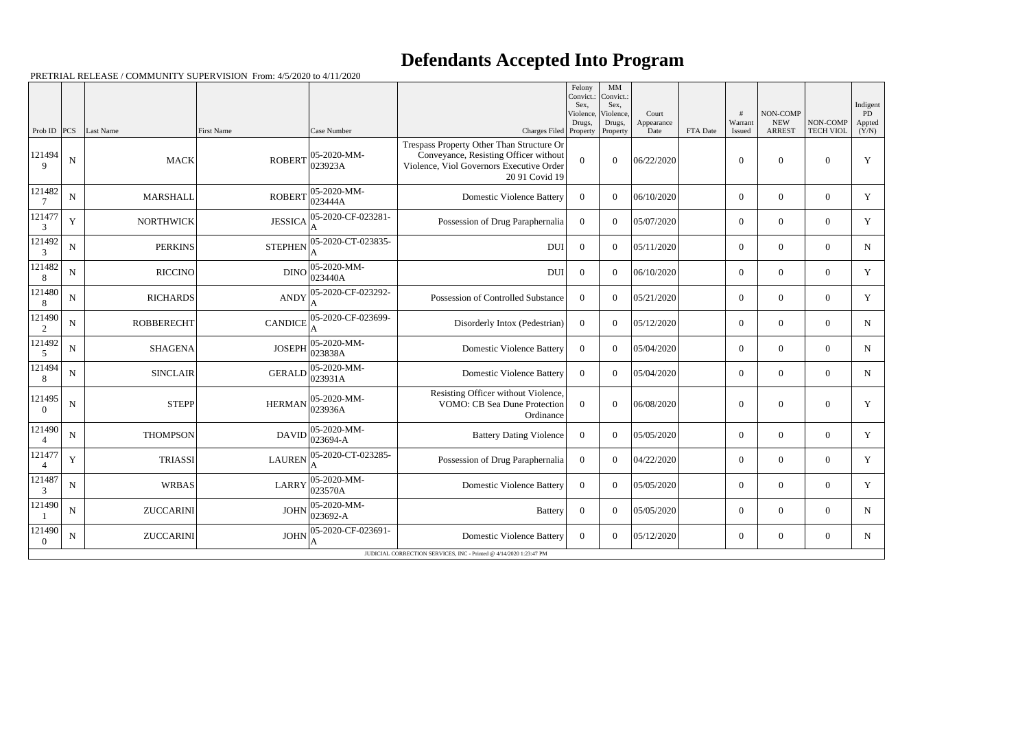# Defendants Accepted Into Program

PRETRIAL RELEASE / COMMUNITY SUPERVISION From: 4/5/2020 to 4/11/2020

| Prob ID | PCS | Last Name | First Name | Case Number | Charges Filed | Felony Convict.: Sex, Violence, Drugs, Property | MM Convict.: Sex, Violence, Drugs, Property | Court Appearance Date | FTA Date | # Warrant Issued | NON-COMP NEW ARREST | NON-COMP TECH VIOL | Indigent PD Appted (Y/N) |
|---|---|---|---|---|---|---|---|---|---|---|---|---|---|
| 1214949 | N | MACK | ROBERT | 05-2020-MM-023923A | Trespass Property Other Than Structure Or Conveyance, Resisting Officer without Violence, Viol Governors Executive Order 20 91 Covid 19 | 0 | 0 | 06/22/2020 | | 0 | 0 | 0 | Y |
| 1214827 | N | MARSHALL | ROBERT | 05-2020-MM-023444A | Domestic Violence Battery | 0 | 0 | 06/10/2020 | | 0 | 0 | 0 | Y |
| 1214773 | Y | NORTHWICK | JESSICA | 05-2020-CF-023281-A | Possession of Drug Paraphernalia | 0 | 0 | 05/07/2020 | | 0 | 0 | 0 | Y |
| 1214923 | N | PERKINS | STEPHEN | 05-2020-CT-023835-A | DUI | 0 | 0 | 05/11/2020 | | 0 | 0 | 0 | N |
| 1214828 | N | RICCINO | DINO | 05-2020-MM-023440A | DUI | 0 | 0 | 06/10/2020 | | 0 | 0 | 0 | Y |
| 1214808 | N | RICHARDS | ANDY | 05-2020-CF-023292-A | Possession of Controlled Substance | 0 | 0 | 05/21/2020 | | 0 | 0 | 0 | Y |
| 1214902 | N | ROBBERECHT | CANDICE | 05-2020-CF-023699-A | Disorderly Intox (Pedestrian) | 0 | 0 | 05/12/2020 | | 0 | 0 | 0 | N |
| 1214925 | N | SHAGENA | JOSEPH | 05-2020-MM-023838A | Domestic Violence Battery | 0 | 0 | 05/04/2020 | | 0 | 0 | 0 | N |
| 1214948 | N | SINCLAIR | GERALD | 05-2020-MM-023931A | Domestic Violence Battery | 0 | 0 | 05/04/2020 | | 0 | 0 | 0 | N |
| 1214950 | N | STEPP | HERMAN | 05-2020-MM-023936A | Resisting Officer without Violence, VOMO: CB Sea Dune Protection Ordinance | 0 | 0 | 06/08/2020 | | 0 | 0 | 0 | Y |
| 1214904 | N | THOMPSON | DAVID | 05-2020-MM-023694-A | Battery Dating Violence | 0 | 0 | 05/05/2020 | | 0 | 0 | 0 | Y |
| 1214774 | Y | TRIASSI | LAUREN | 05-2020-CT-023285-A | Possession of Drug Paraphernalia | 0 | 0 | 04/22/2020 | | 0 | 0 | 0 | Y |
| 1214873 | N | WRBAS | LARRY | 05-2020-MM-023570A | Domestic Violence Battery | 0 | 0 | 05/05/2020 | | 0 | 0 | 0 | Y |
| 1214901 | N | ZUCCARINI | JOHN | 05-2020-MM-023692-A | Battery | 0 | 0 | 05/05/2020 | | 0 | 0 | 0 | N |
| 1214900 | N | ZUCCARINI | JOHN | 05-2020-CF-023691-A | Domestic Violence Battery | 0 | 0 | 05/12/2020 | | 0 | 0 | 0 | N |

JUDICIAL CORRECTION SERVICES, INC - Printed @ 4/14/2020 1:23:47 PM